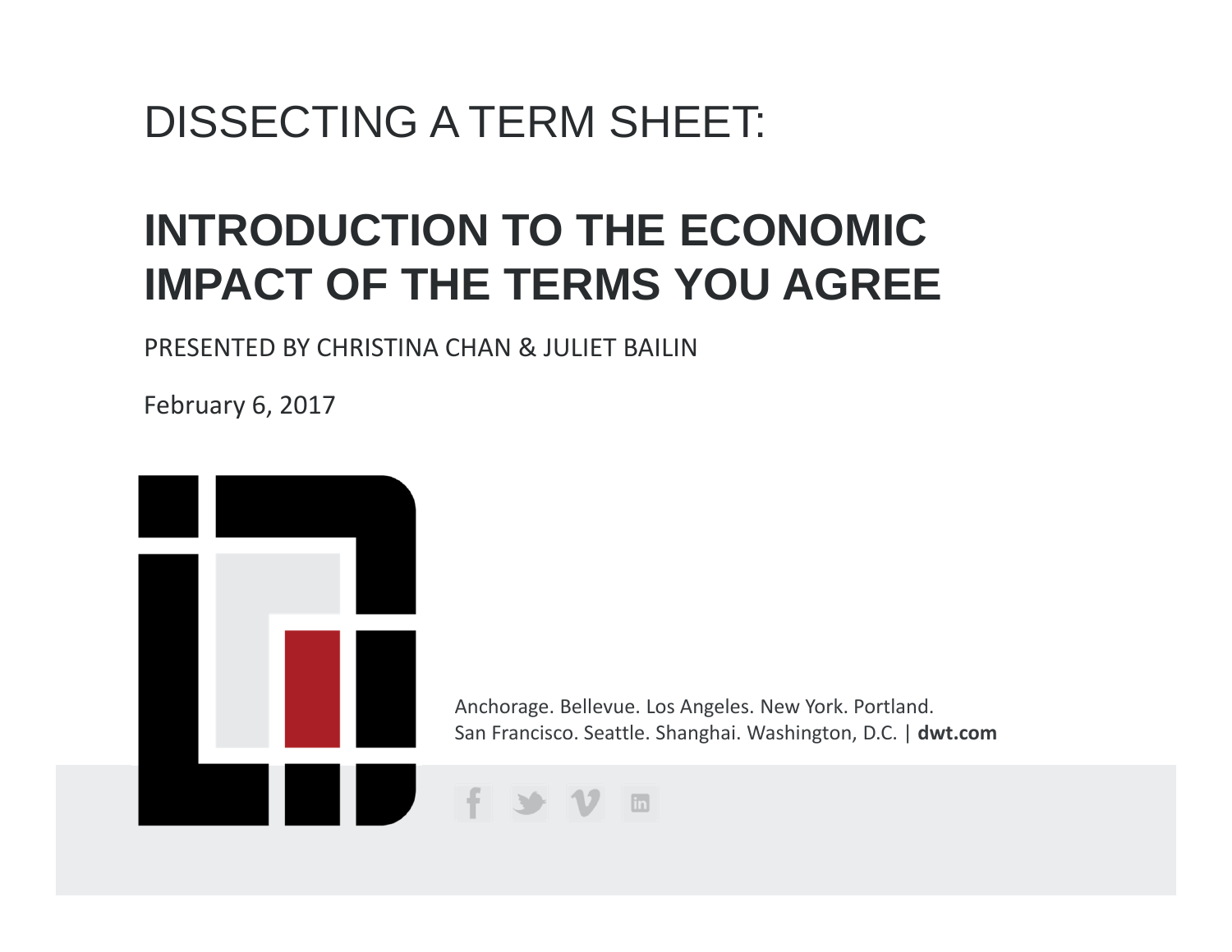# DISSECTING A TERM SHEET:

## INTRODUCTION TO THE ECONOMIC IMPACT OF THE TERMS YOU AGREE

PRESENTED BY CHRISTINA CHAN & JULIET BAILIN

February 6, 2017

Anchorage. Bellevue. Los Angeles. New York. Portland.
San Francisco. Seattle. Shanghai. Washington, D.C. | **dwt.com**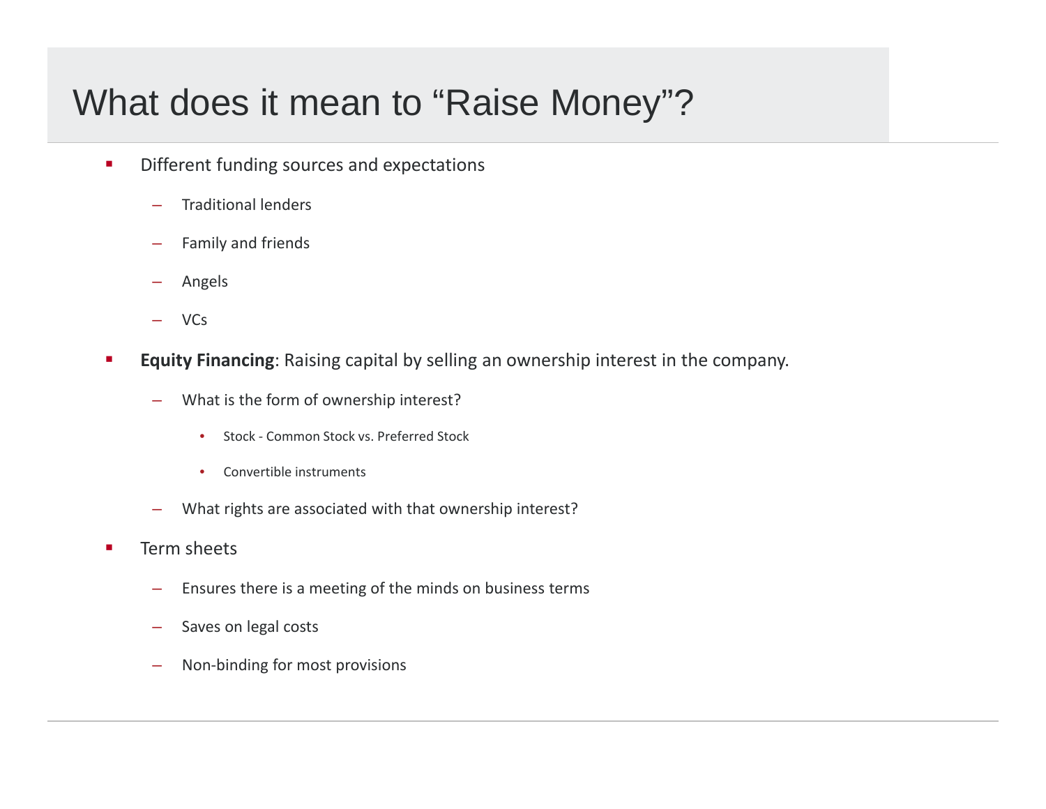# What does it mean to "Raise Money"?

- Different funding sources and expectations
  - Traditional lenders
  - Family and friends
  - Angels
  - VCs
- **Equity Financing**: Raising capital by selling an ownership interest in the company.
  - What is the form of ownership interest?
    - Stock - Common Stock vs. Preferred Stock
    - Convertible instruments
  - What rights are associated with that ownership interest?
- Term sheets
  - Ensures there is a meeting of the minds on business terms
  - Saves on legal costs
  - Non-binding for most provisions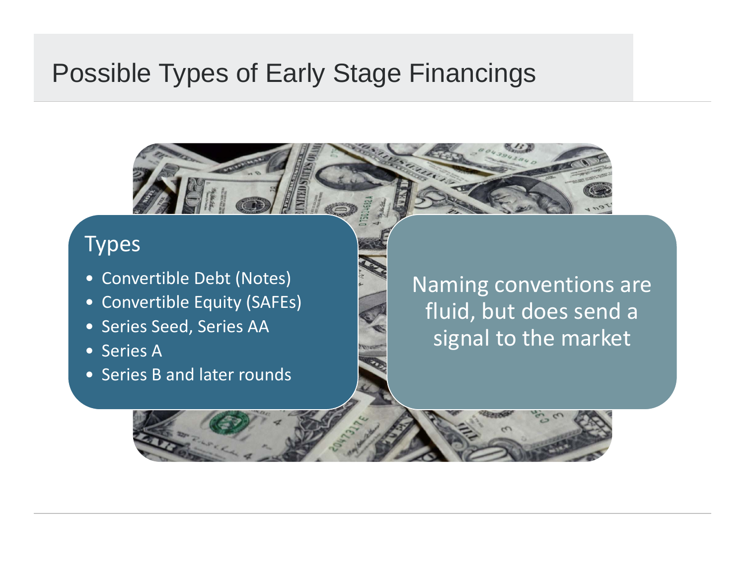# Possible Types of Early Stage Financings

## Types

- Convertible Debt (Notes)
- Convertible Equity (SAFEs)
- Series Seed, Series AA
- Series A
- Series B and later rounds

Naming conventions are fluid, but does send a signal to the market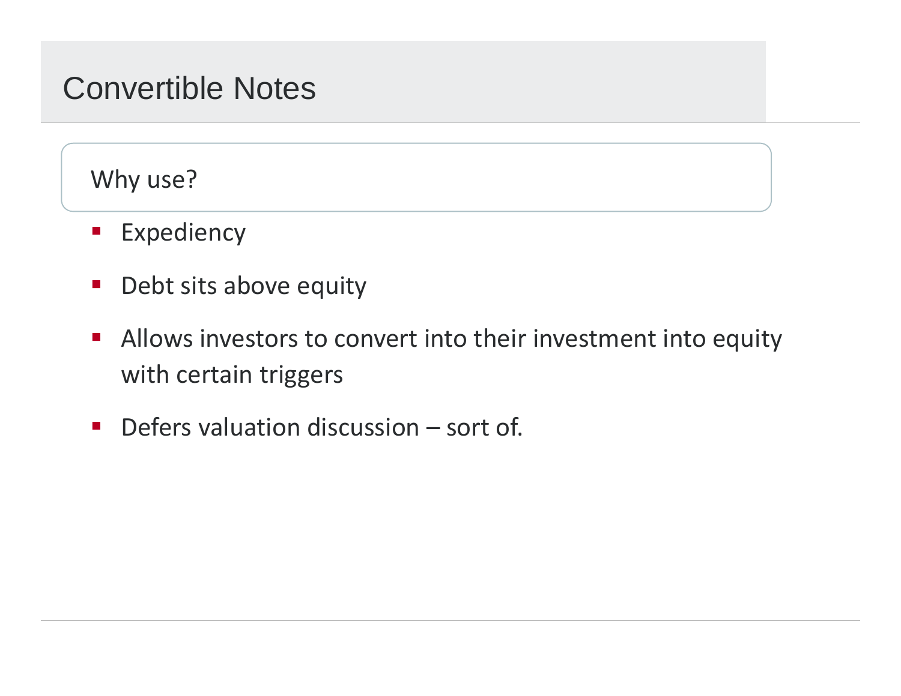# Convertible Notes

## Why use?

- Expediency
- Debt sits above equity
- Allows investors to convert into their investment into equity with certain triggers
- Defers valuation discussion – sort of.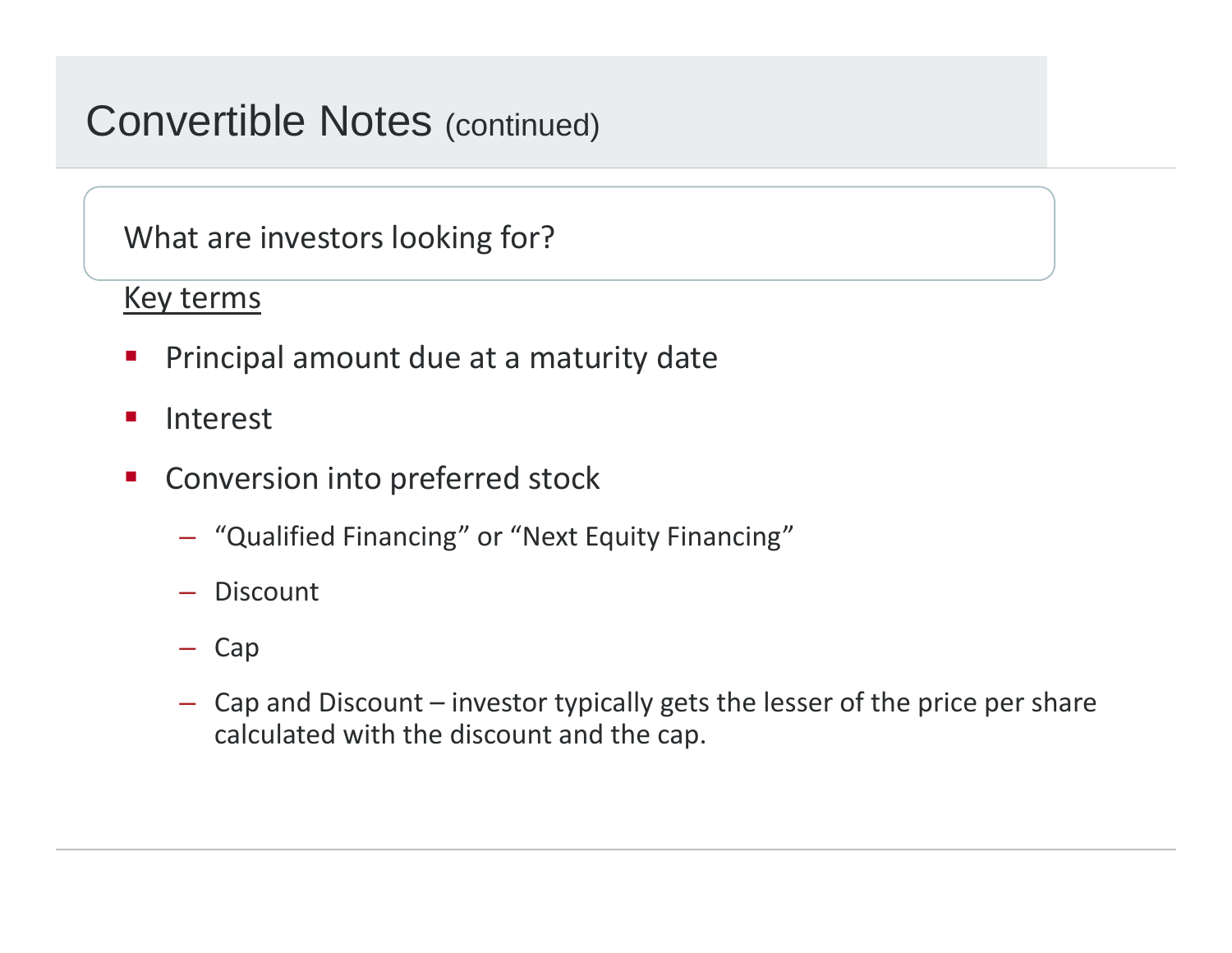# Convertible Notes (continued)

What are investors looking for?

Key terms

- Principal amount due at a maturity date
- Interest
- Conversion into preferred stock
  - "Qualified Financing" or "Next Equity Financing"
  - Discount
  - Cap
  - Cap and Discount – investor typically gets the lesser of the price per share calculated with the discount and the cap.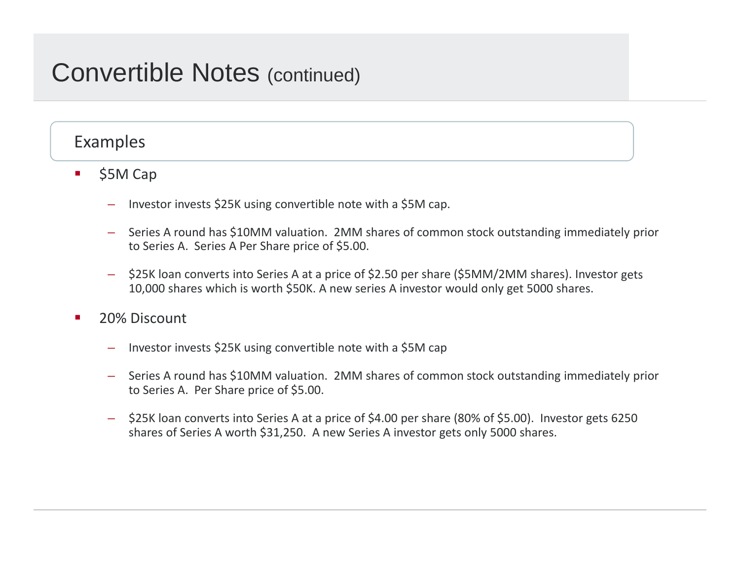# Convertible Notes (continued)

## Examples

- $5M Cap
  - Investor invests $25K using convertible note with a $5M cap.
  - Series A round has $10MM valuation.  2MM shares of common stock outstanding immediately prior to Series A.  Series A Per Share price of $5.00.
  - $25K loan converts into Series A at a price of $2.50 per share ($5MM/2MM shares). Investor gets 10,000 shares which is worth $50K. A new series A investor would only get 5000 shares.
- 20% Discount
  - Investor invests $25K using convertible note with a $5M cap
  - Series A round has $10MM valuation.  2MM shares of common stock outstanding immediately prior to Series A.  Per Share price of $5.00.
  - $25K loan converts into Series A at a price of $4.00 per share (80% of $5.00).  Investor gets 6250 shares of Series A worth $31,250.  A new Series A investor gets only 5000 shares.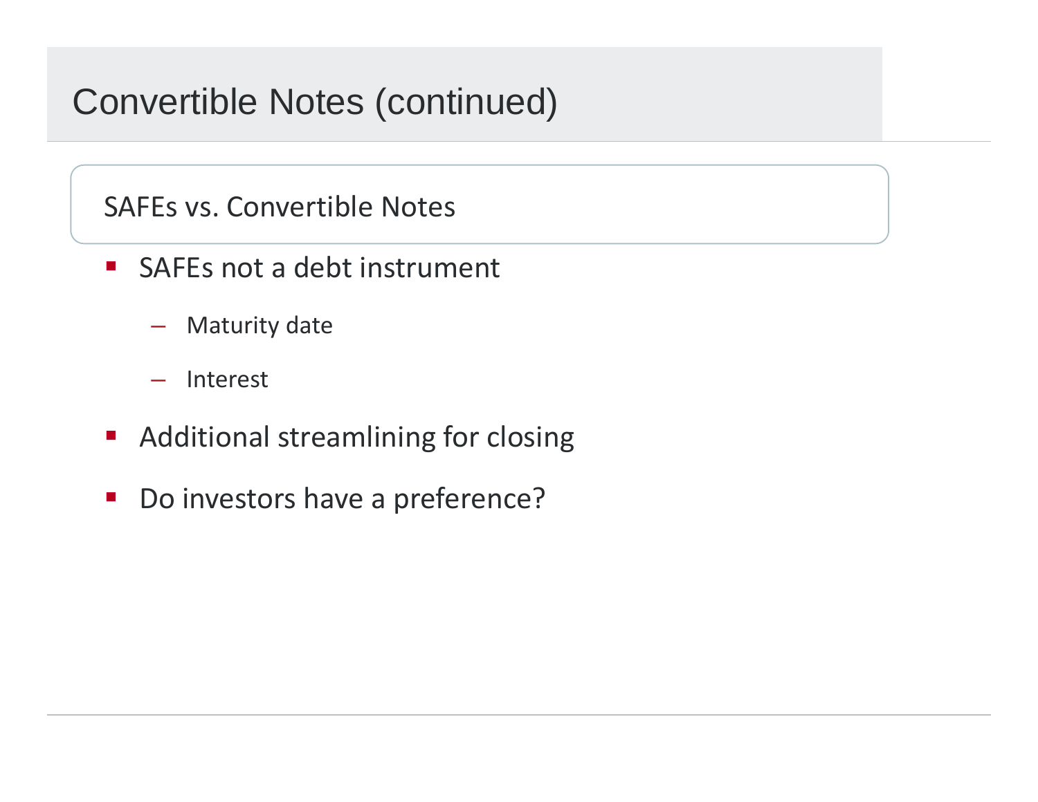# Convertible Notes (continued)

## SAFEs vs. Convertible Notes

- SAFEs not a debt instrument
  - Maturity date
  - Interest
- Additional streamlining for closing
- Do investors have a preference?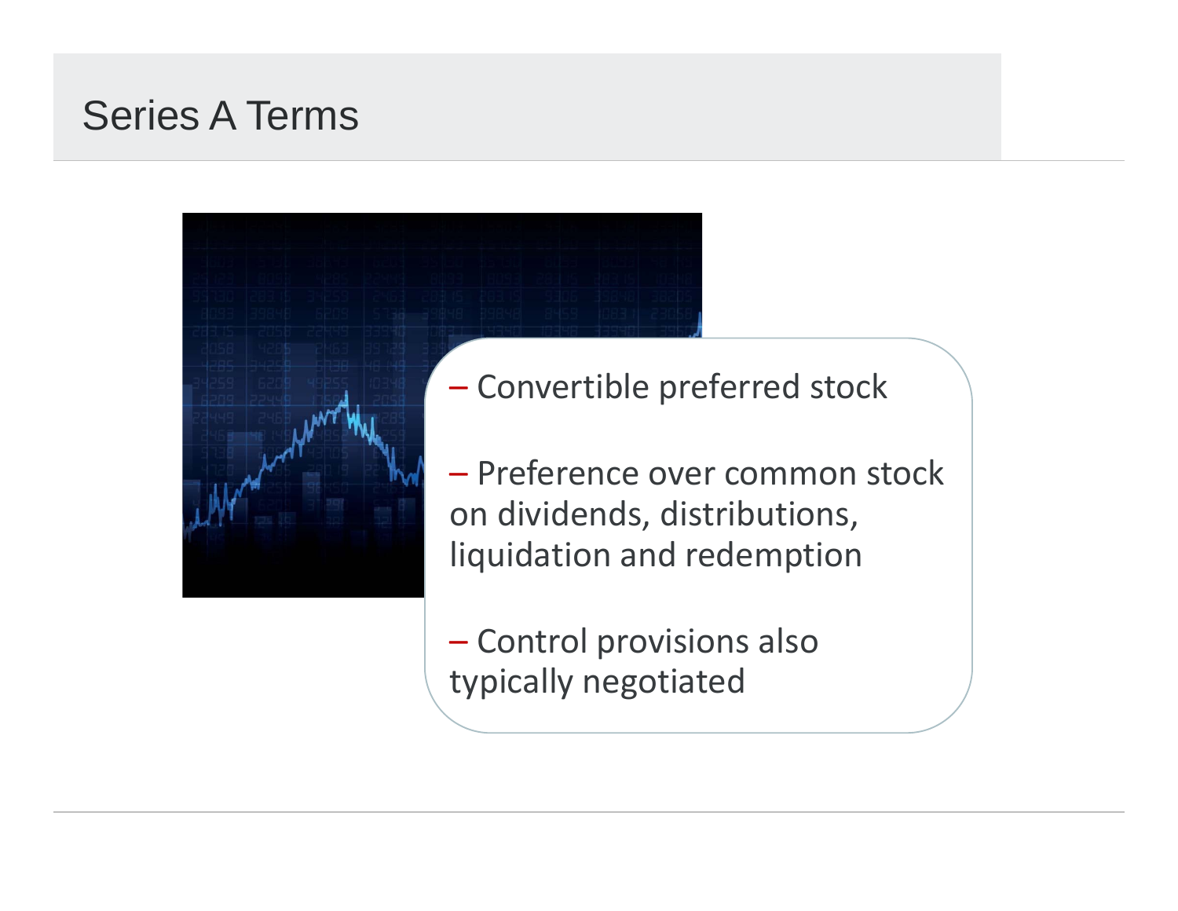# Series A Terms

- Convertible preferred stock
- Preference over common stock on dividends, distributions, liquidation and redemption
- Control provisions also typically negotiated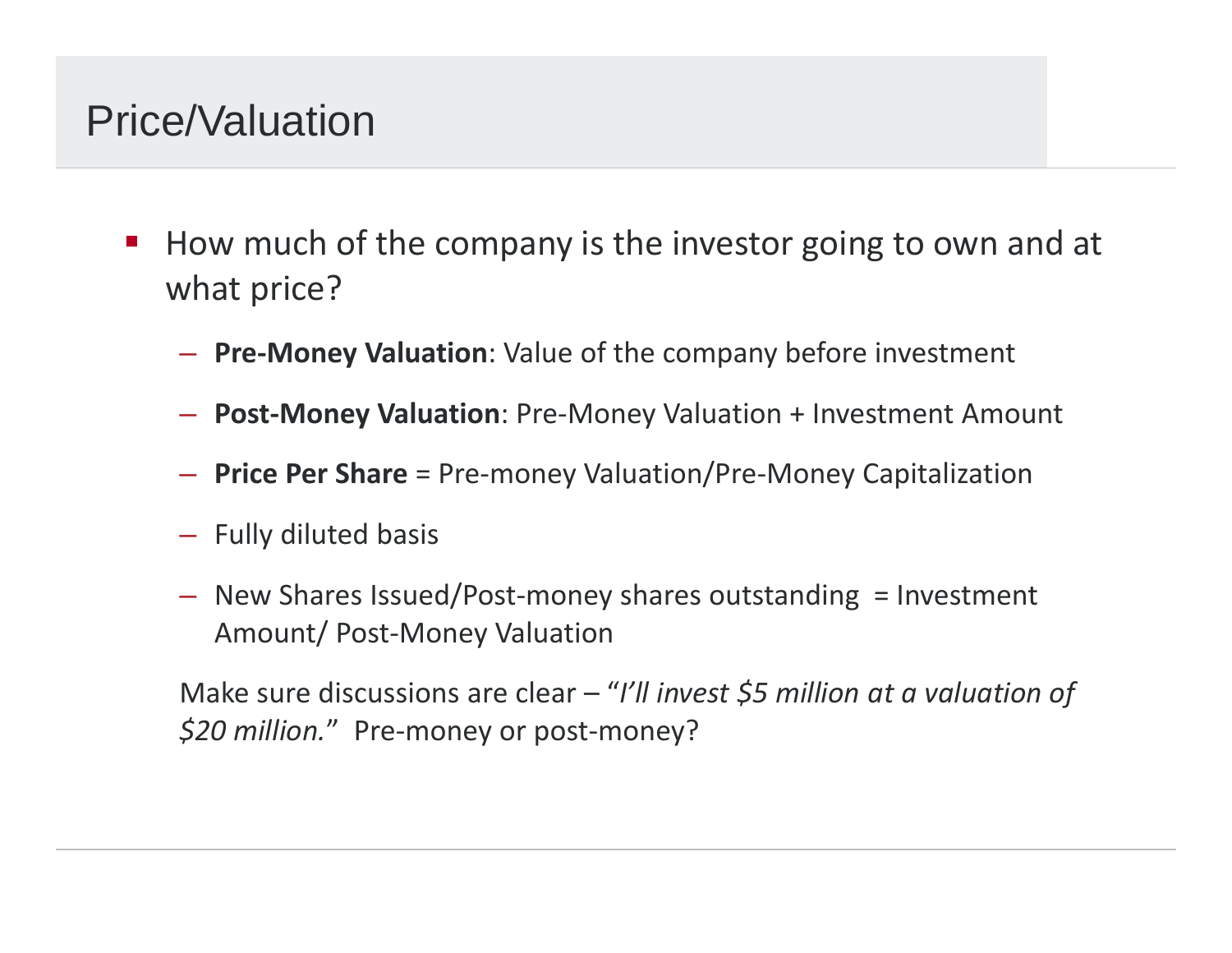# Price/Valuation

- How much of the company is the investor going to own and at what price?
  - **Pre-Money Valuation**: Value of the company before investment
  - **Post-Money Valuation**: Pre-Money Valuation + Investment Amount
  - **Price Per Share** = Pre-money Valuation/Pre-Money Capitalization
  - Fully diluted basis
  - New Shares Issued/Post-money shares outstanding = Investment Amount/ Post-Money Valuation

Make sure discussions are clear – "*I'll invest $5 million at a valuation of $20 million.*" Pre-money or post-money?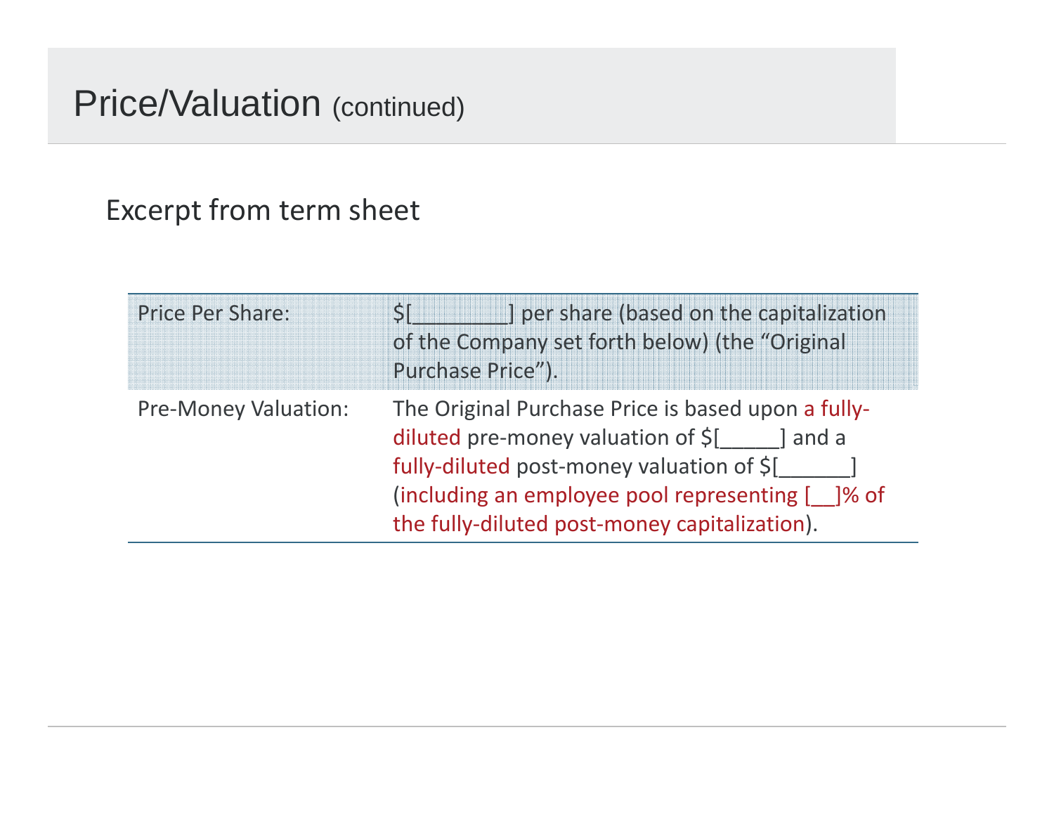# Price/Valuation (continued)

## Excerpt from term sheet

| | |
|---|---|
| Price Per Share: | $[________] per share (based on the capitalization of the Company set forth below) (the "Original Purchase Price"). |
| Pre-Money Valuation: | The Original Purchase Price is based upon a fully-diluted pre-money valuation of $[_____] and a fully-diluted post-money valuation of $[______] (including an employee pool representing [__]% of the fully-diluted post-money capitalization). |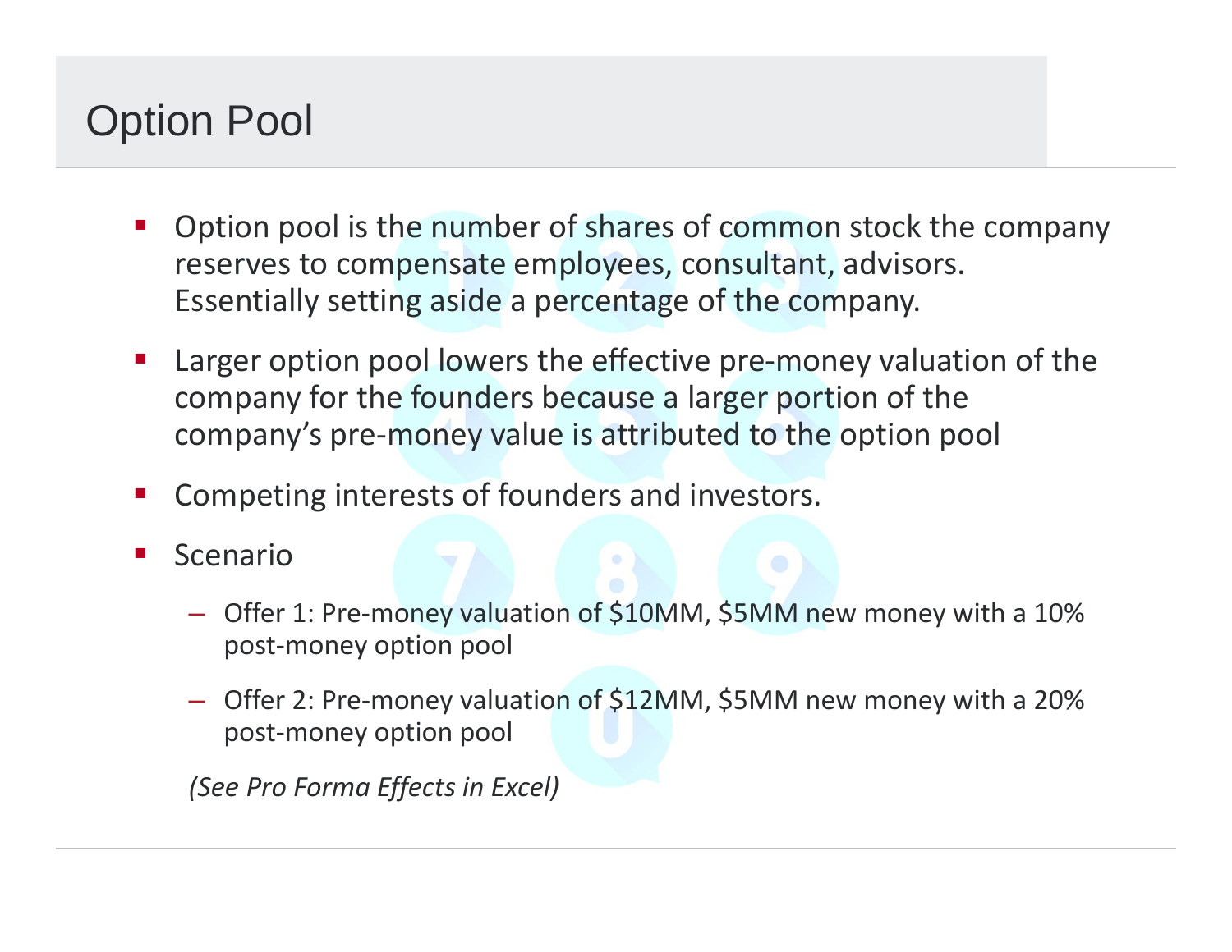# Option Pool

- Option pool is the number of shares of common stock the company reserves to compensate employees, consultant, advisors. Essentially setting aside a percentage of the company.
- Larger option pool lowers the effective pre-money valuation of the company for the founders because a larger portion of the company's pre-money value is attributed to the option pool
- Competing interests of founders and investors.
- Scenario
  - Offer 1: Pre-money valuation of $10MM, $5MM new money with a 10% post-money option pool
  - Offer 2: Pre-money valuation of $12MM, $5MM new money with a 20% post-money option pool

*(See Pro Forma Effects in Excel)*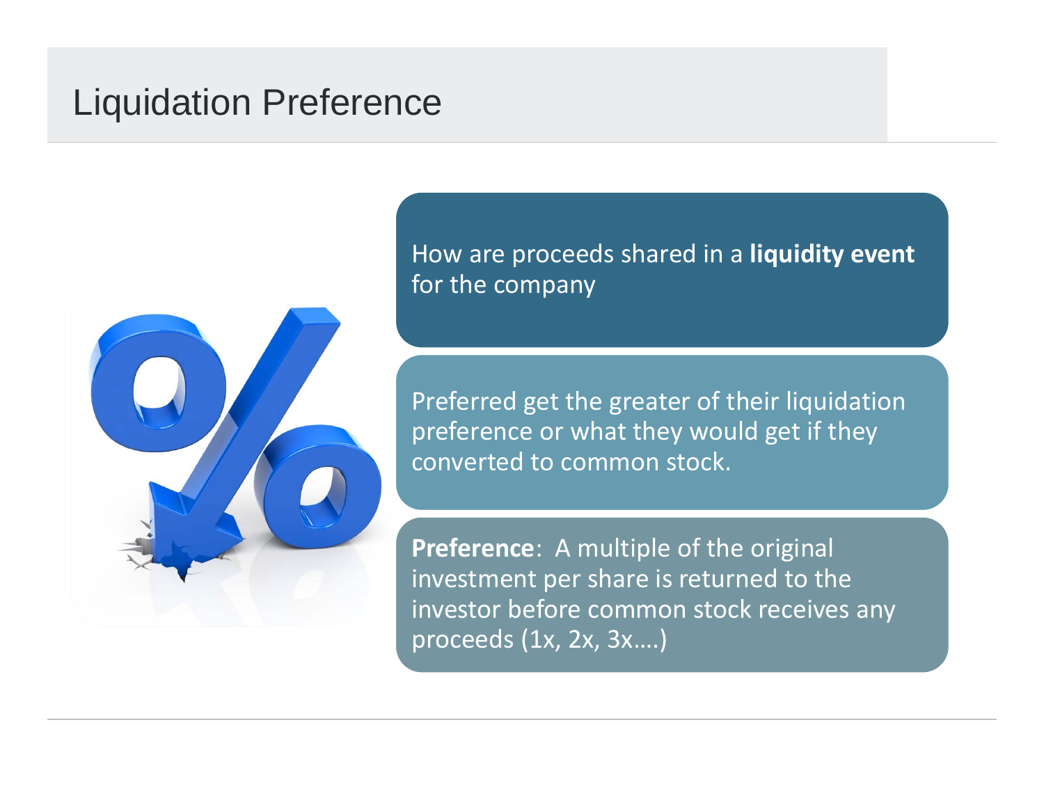# Liquidation Preference

How are proceeds shared in a **liquidity event** for the company

Preferred get the greater of their liquidation preference or what they would get if they converted to common stock.

**Preference**: A multiple of the original investment per share is returned to the investor before common stock receives any proceeds (1x, 2x, 3x….)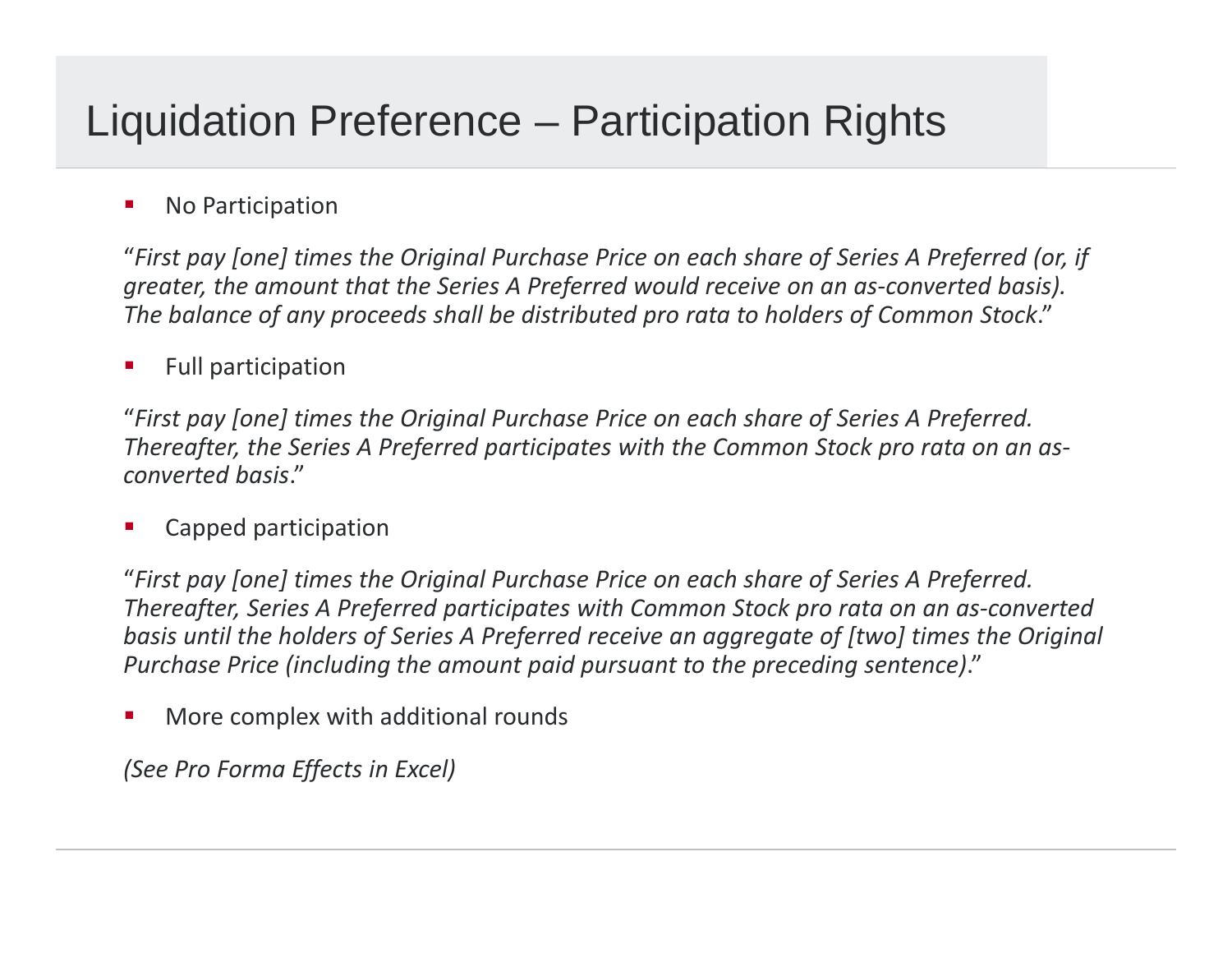# Liquidation Preference – Participation Rights

- No Participation

"*First pay [one] times the Original Purchase Price on each share of Series A Preferred (or, if greater, the amount that the Series A Preferred would receive on an as-converted basis). The balance of any proceeds shall be distributed pro rata to holders of Common Stock*."

- Full participation

"*First pay [one] times the Original Purchase Price on each share of Series A Preferred. Thereafter, the Series A Preferred participates with the Common Stock pro rata on an as-converted basis*."

- Capped participation

"*First pay [one] times the Original Purchase Price on each share of Series A Preferred. Thereafter, Series A Preferred participates with Common Stock pro rata on an as-converted basis until the holders of Series A Preferred receive an aggregate of [two] times the Original Purchase Price (including the amount paid pursuant to the preceding sentence)*."

- More complex with additional rounds

*(See Pro Forma Effects in Excel)*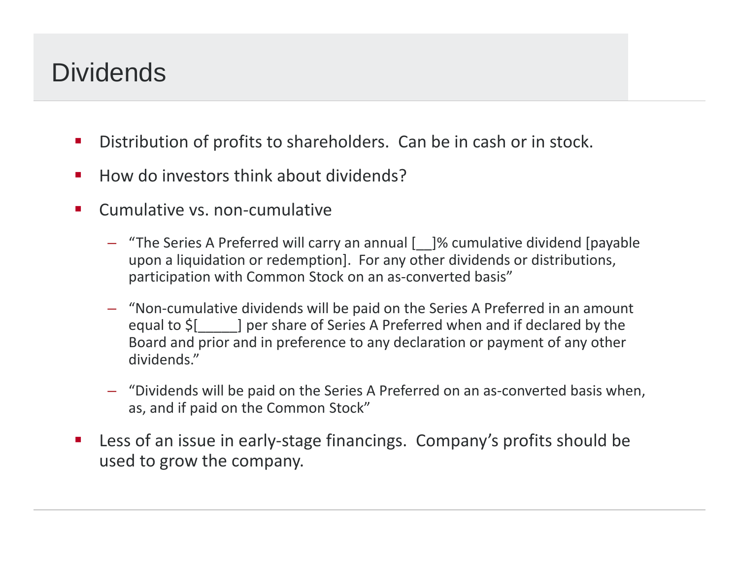# Dividends

- Distribution of profits to shareholders. Can be in cash or in stock.
- How do investors think about dividends?
- Cumulative vs. non-cumulative
  - "The Series A Preferred will carry an annual [__]% cumulative dividend [payable upon a liquidation or redemption]. For any other dividends or distributions, participation with Common Stock on an as-converted basis"
  - "Non-cumulative dividends will be paid on the Series A Preferred in an amount equal to $[_____] per share of Series A Preferred when and if declared by the Board and prior and in preference to any declaration or payment of any other dividends."
  - "Dividends will be paid on the Series A Preferred on an as-converted basis when, as, and if paid on the Common Stock"
- Less of an issue in early-stage financings. Company's profits should be used to grow the company.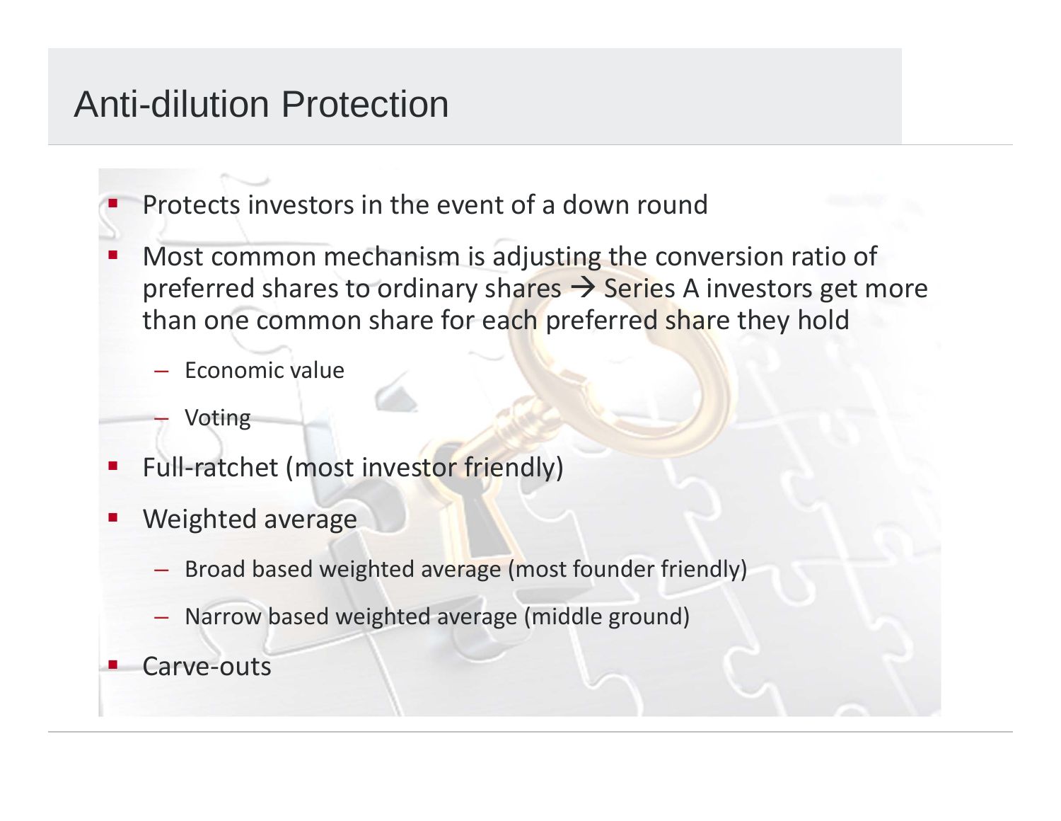# Anti-dilution Protection

- Protects investors in the event of a down round
- Most common mechanism is adjusting the conversion ratio of preferred shares to ordinary shares → Series A investors get more than one common share for each preferred share they hold
  - Economic value
  - Voting
- Full-ratchet (most investor friendly)
- Weighted average
  - Broad based weighted average (most founder friendly)
  - Narrow based weighted average (middle ground)
- Carve-outs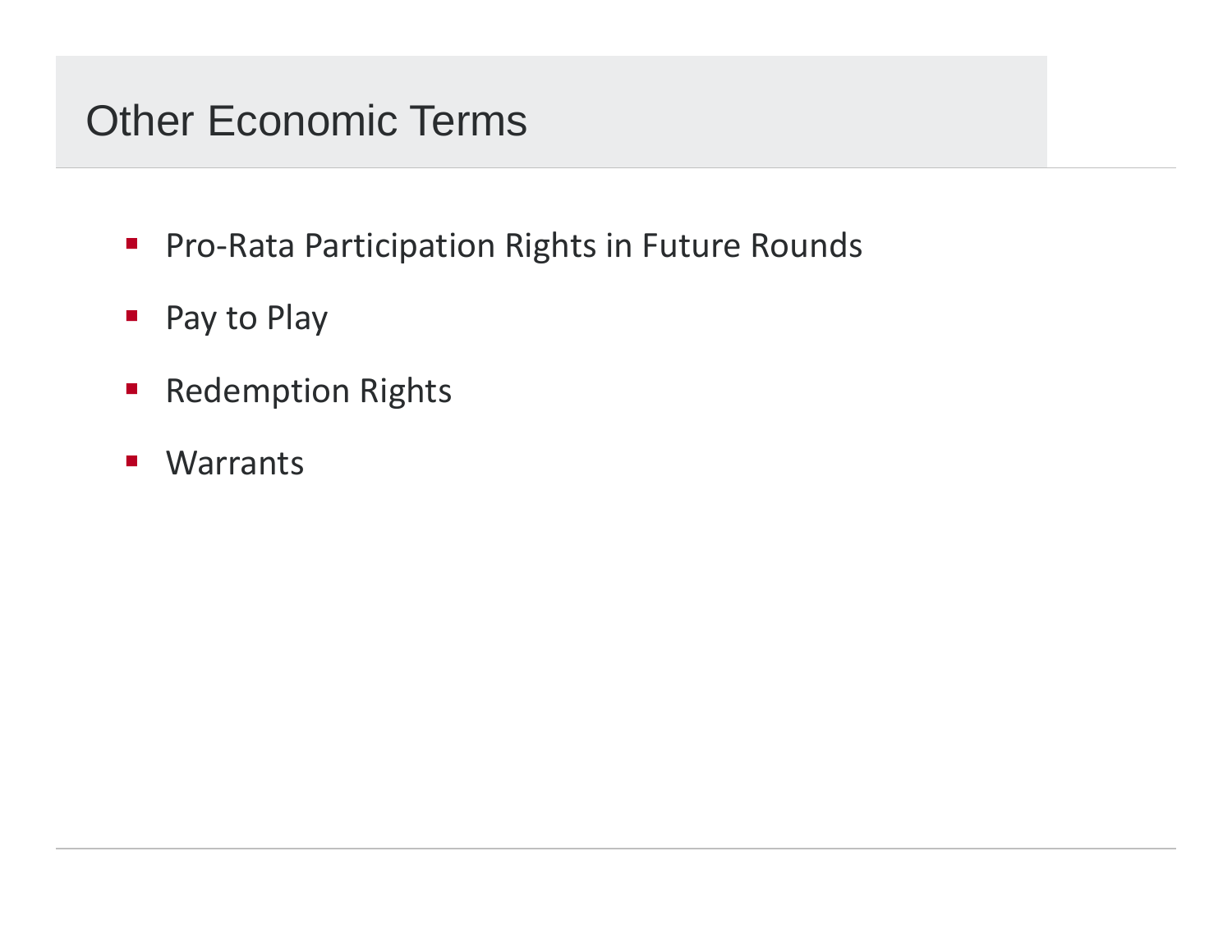# Other Economic Terms

- Pro-Rata Participation Rights in Future Rounds
- Pay to Play
- Redemption Rights
- Warrants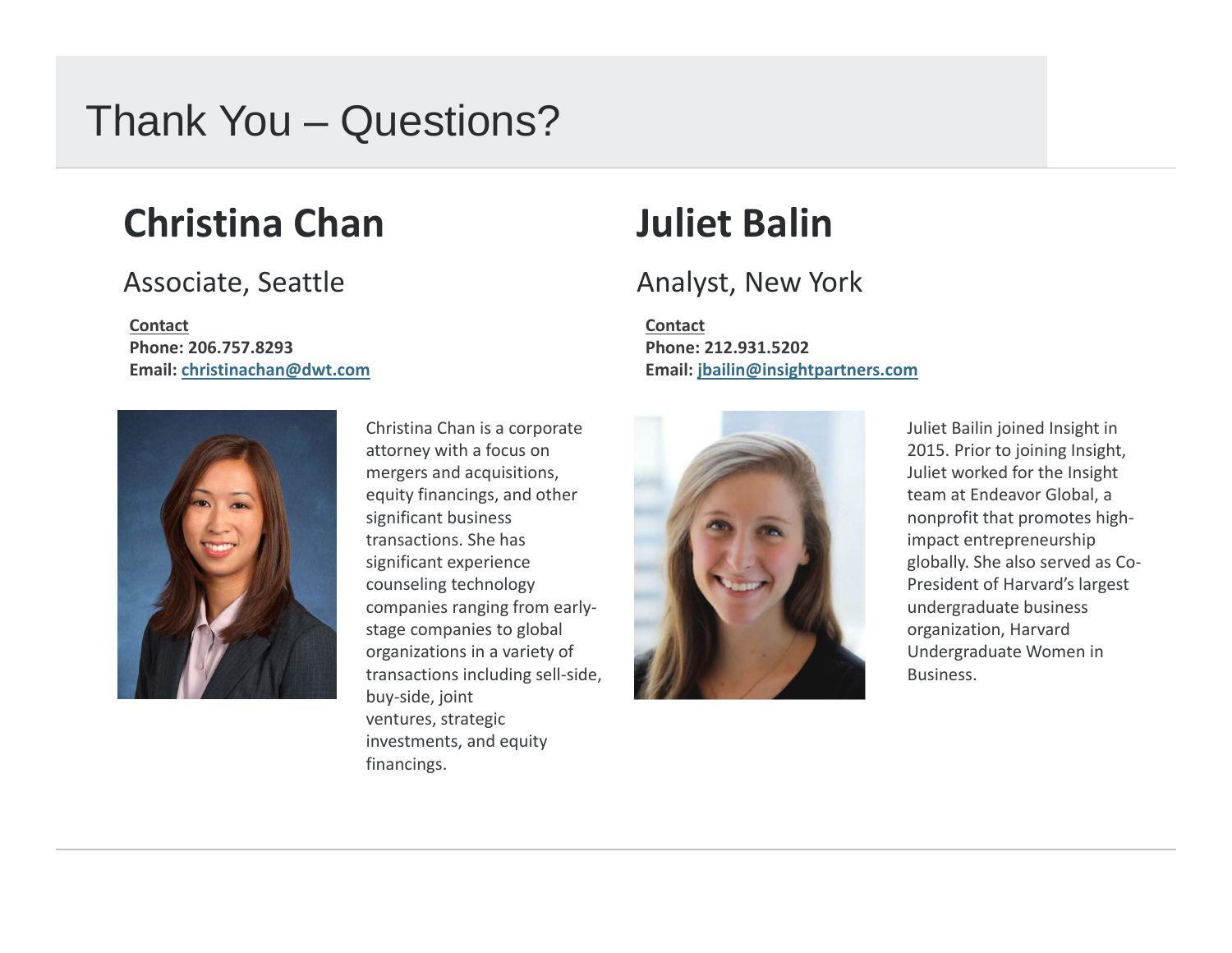# Thank You – Questions?

## Christina Chan

Associate, Seattle

**Contact**
**Phone: 206.757.8293**
**Email: christinachan@dwt.com**

Christina Chan is a corporate attorney with a focus on mergers and acquisitions, equity financings, and other significant business transactions. She has significant experience counseling technology companies ranging from early-stage companies to global organizations in a variety of transactions including sell-side, buy-side, joint ventures, strategic investments, and equity financings.

## Juliet Balin

Analyst, New York

**Contact**
**Phone: 212.931.5202**
**Email: jbailin@insightpartners.com**

Juliet Bailin joined Insight in 2015. Prior to joining Insight, Juliet worked for the Insight team at Endeavor Global, a nonprofit that promotes high-impact entrepreneurship globally. She also served as Co-President of Harvard's largest undergraduate business organization, Harvard Undergraduate Women in Business.